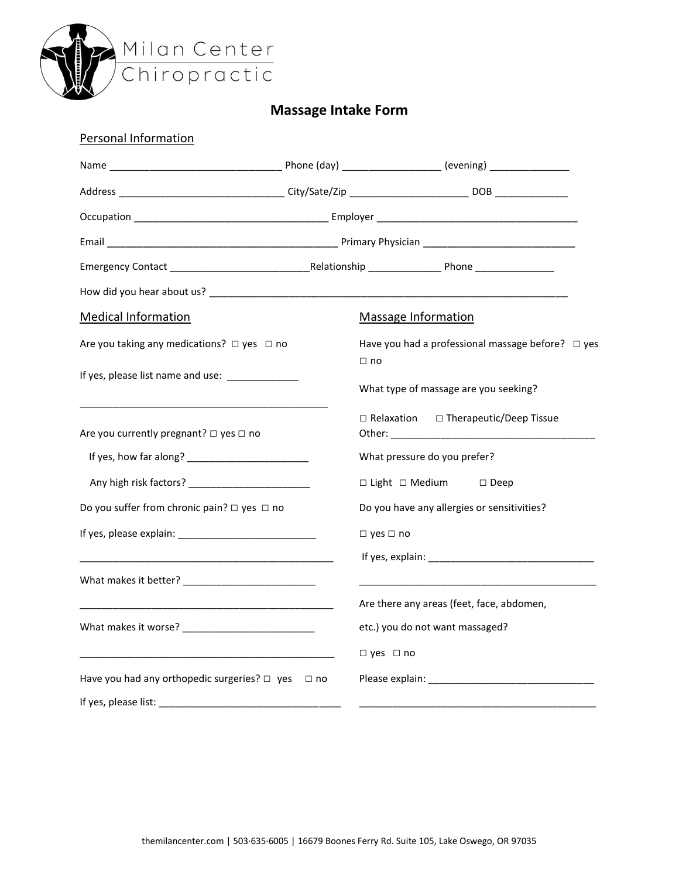Milan Center Chiropractic

# Massage Intake Form

## Personal Information

Name ______________________________ Phone (day) _________________ (evening) ______________

Address _____________________________ City/Sate/Zip _____________________ DOB _____________

Occupation __________________________________ Employer ___________________________________

Email __________________________________________ Primary Physician ___________________________

Emergency Contact _________________________Relationship _____________ Phone ______________

How did you hear about us? ______________________________________________________________

## Medical Information

Are you taking any medications? □ yes □ no

If yes, please list name and use: _____________

_______________________________________________

Are you currently pregnant? □ yes □ no

If yes, how far along? ______________________

Any high risk factors? ______________________

Do you suffer from chronic pain? □ yes □ no

If yes, please explain: _________________________

_______________________________________________

What makes it better? ________________________

_______________________________________________

What makes it worse? ________________________

_______________________________________________

Have you had any orthopedic surgeries? □ yes □ no

If yes, please list: ________________________________

## Massage Information

Have you had a professional massage before? □ yes □ no

What type of massage are you seeking?

□ Relaxation □ Therapeutic/Deep Tissue
Other: _____________________________________

What pressure do you prefer?

□ Light □ Medium □ Deep

Do you have any allergies or sensitivities?

□ yes □ no

If yes, explain: _____________________________

___________________________________________

Are there any areas (feet, face, abdomen, etc.) you do not want massaged?

□ yes □ no

Please explain: _____________________________

___________________________________________

themilancenter.com | 503·635·6005 | 16679 Boones Ferry Rd. Suite 105, Lake Oswego, OR 97035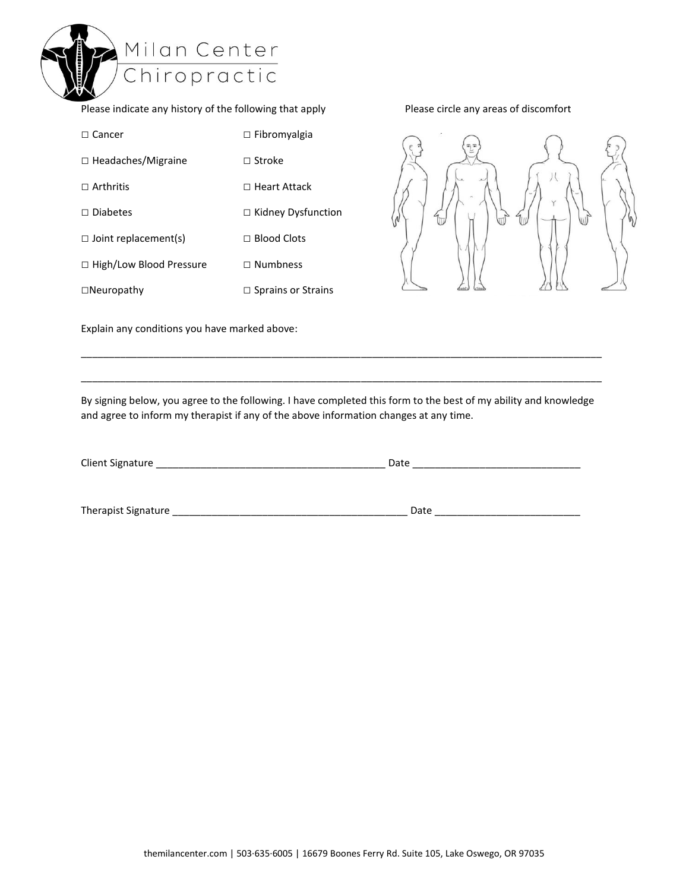Milan Center Chiropractic

Please indicate any history of the following that apply

- ☐ Cancer
- ☐ Fibromyalgia
- ☐ Headaches/Migraine
- ☐ Stroke
- ☐ Arthritis
- ☐ Heart Attack
- ☐ Diabetes
- ☐ Kidney Dysfunction
- ☐ Joint replacement(s)
- ☐ Blood Clots
- ☐ High/Low Blood Pressure
- ☐ Numbness
- ☐ Neuropathy
- ☐ Sprains or Strains

Please circle any areas of discomfort

Explain any conditions you have marked above:

__________________________________________________________________________________________

__________________________________________________________________________________________

By signing below, you agree to the following. I have completed this form to the best of my ability and knowledge and agree to inform my therapist if any of the above information changes at any time.

Client Signature ________________________________________ Date ______________________________

Therapist Signature ________________________________________ Date __________________________

themilancenter.com | 503·635·6005 | 16679 Boones Ferry Rd. Suite 105, Lake Oswego, OR 97035